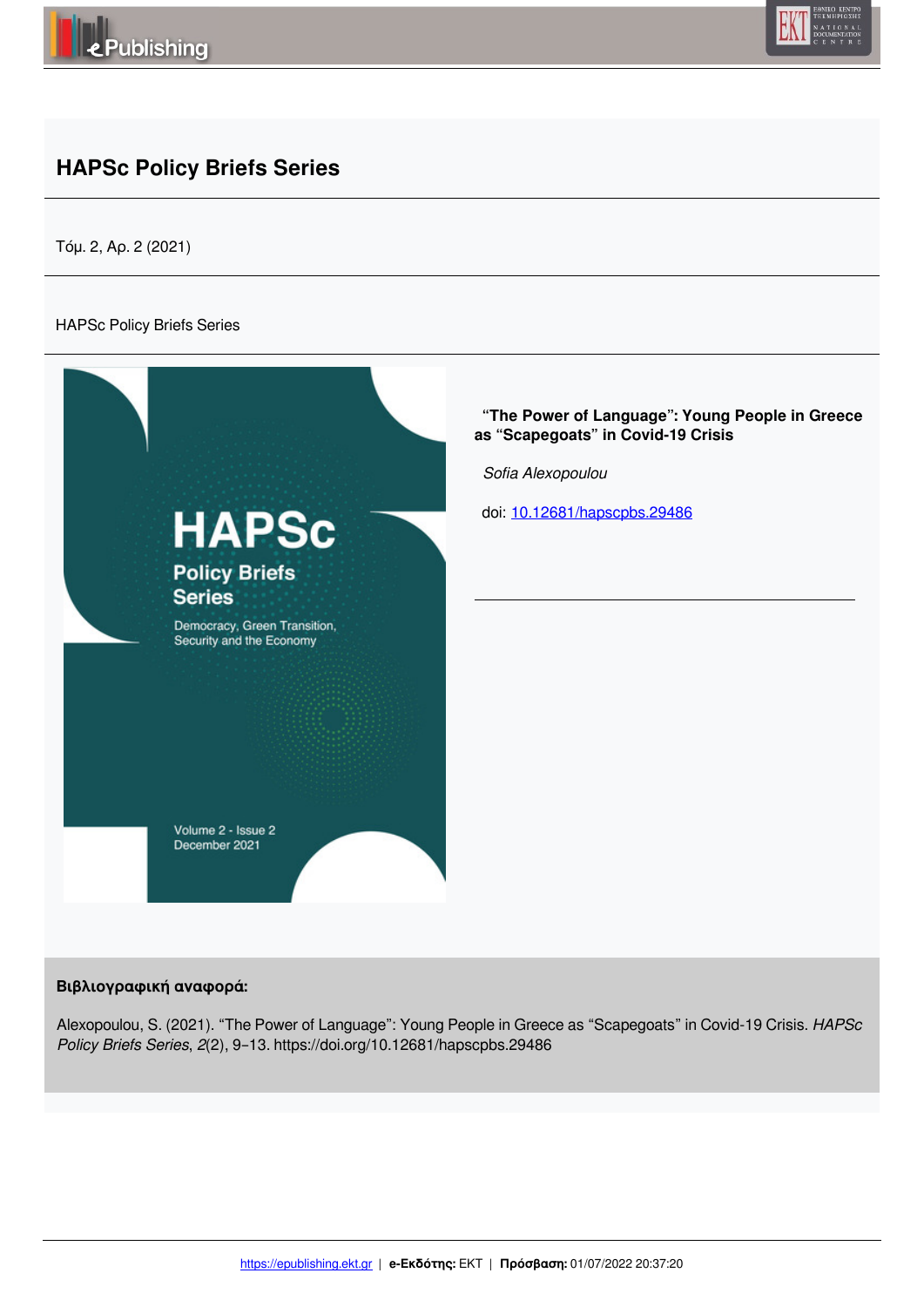# HAPSc Policy Briefs Series

Τόμ. 2, Αρ. 2 (2021)

HAPSc Policy Briefs Series

**"The Power of Language": Young People in Greece as "Scapegoats" in Covid-19 Crisis**

*Sofia Alexopoulou*

doi: 10.12681/hapscpbs.29486

**Βιβλιογραφική αναφορά:**

Alexopoulou, S. (2021). "The Power of Language": Young People in Greece as "Scapegoats" in Covid-19 Crisis. *HAPSc Policy Briefs Series*, *2*(2), 9–13. https://doi.org/10.12681/hapscpbs.29486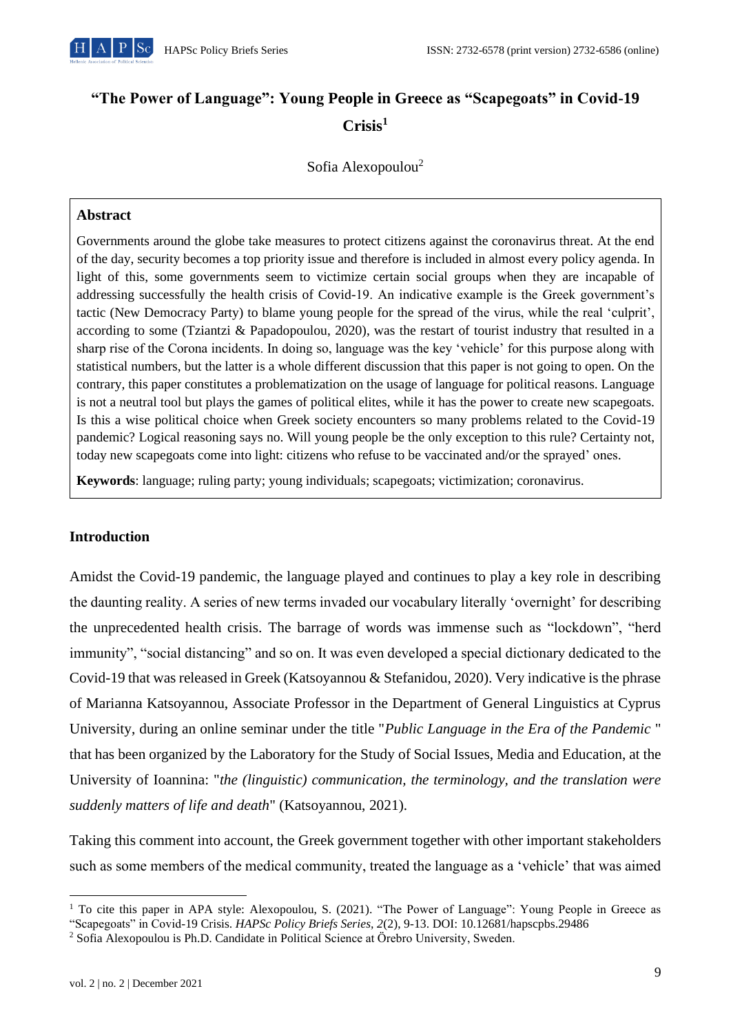# "The Power of Language": Young People in Greece as "Scapegoats" in Covid-19 Crisis[1]

Sofia Alexopoulou[2]

> **Abstract**
>
> Governments around the globe take measures to protect citizens against the coronavirus threat. At the end of the day, security becomes a top priority issue and therefore is included in almost every policy agenda. In light of this, some governments seem to victimize certain social groups when they are incapable of addressing successfully the health crisis of Covid-19. An indicative example is the Greek government's tactic (New Democracy Party) to blame young people for the spread of the virus, while the real 'culprit', according to some (Tziantzi & Papadopoulou, 2020), was the restart of tourist industry that resulted in a sharp rise of the Corona incidents. In doing so, language was the key 'vehicle' for this purpose along with statistical numbers, but the latter is a whole different discussion that this paper is not going to open. On the contrary, this paper constitutes a problematization on the usage of language for political reasons. Language is not a neutral tool but plays the games of political elites, while it has the power to create new scapegoats. Is this a wise political choice when Greek society encounters so many problems related to the Covid-19 pandemic? Logical reasoning says no. Will young people be the only exception to this rule? Certainty not, today new scapegoats come into light: citizens who refuse to be vaccinated and/or the sprayed' ones.
>
> **Keywords**: language; ruling party; young individuals; scapegoats; victimization; coronavirus.

## Introduction

Amidst the Covid-19 pandemic, the language played and continues to play a key role in describing the daunting reality. A series of new terms invaded our vocabulary literally 'overnight' for describing the unprecedented health crisis. The barrage of words was immense such as "lockdown", "herd immunity", "social distancing" and so on. It was even developed a special dictionary dedicated to the Covid-19 that was released in Greek (Katsoyannou & Stefanidou, 2020). Very indicative is the phrase of Marianna Katsoyannou, Associate Professor in the Department of General Linguistics at Cyprus University, during an online seminar under the title "*Public Language in the Era of the Pandemic* " that has been organized by the Laboratory for the Study of Social Issues, Media and Education, at the University of Ioannina: "*the (linguistic) communication, the terminology, and the translation were suddenly matters of life and death*" (Katsoyannou, 2021).

Taking this comment into account, the Greek government together with other important stakeholders such as some members of the medical community, treated the language as a 'vehicle' that was aimed

---

[1] To cite this paper in APA style: Alexopoulou, S. (2021). "The Power of Language": Young People in Greece as "Scapegoats" in Covid-19 Crisis. *HAPSc Policy Briefs Series, 2*(2), 9-13. DOI: 10.12681/hapscpbs.29486

[2] Sofia Alexopoulou is Ph.D. Candidate in Political Science at Örebro University, Sweden.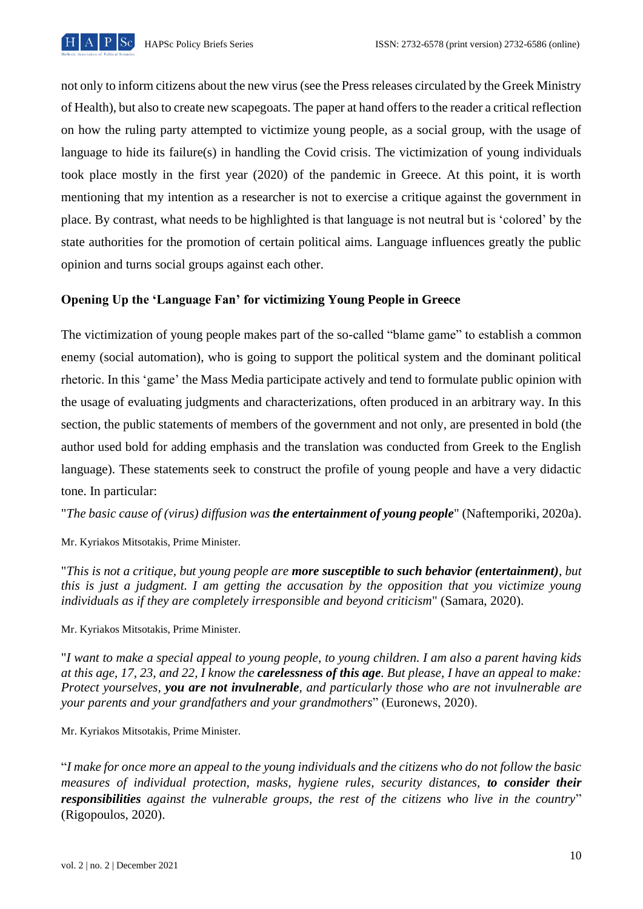not only to inform citizens about the new virus (see the Press releases circulated by the Greek Ministry of Health), but also to create new scapegoats. The paper at hand offers to the reader a critical reflection on how the ruling party attempted to victimize young people, as a social group, with the usage of language to hide its failure(s) in handling the Covid crisis. The victimization of young individuals took place mostly in the first year (2020) of the pandemic in Greece. At this point, it is worth mentioning that my intention as a researcher is not to exercise a critique against the government in place. By contrast, what needs to be highlighted is that language is not neutral but is 'colored' by the state authorities for the promotion of certain political aims. Language influences greatly the public opinion and turns social groups against each other.

## Opening Up the 'Language Fan' for victimizing Young People in Greece

The victimization of young people makes part of the so-called "blame game" to establish a common enemy (social automation), who is going to support the political system and the dominant political rhetoric. In this 'game' the Mass Media participate actively and tend to formulate public opinion with the usage of evaluating judgments and characterizations, often produced in an arbitrary way. In this section, the public statements of members of the government and not only, are presented in bold (the author used bold for adding emphasis and the translation was conducted from Greek to the English language). These statements seek to construct the profile of young people and have a very didactic tone. In particular:

"*The basic cause of (virus) diffusion was **the entertainment of young people***" (Naftemporiki, 2020a).

Mr. Kyriakos Mitsotakis, Prime Minister.

"*This is not a critique, but young people are **more susceptible to such behavior (entertainment)**, but this is just a judgment. I am getting the accusation by the opposition that you victimize young individuals as if they are completely irresponsible and beyond criticism*" (Samara, 2020).

Mr. Kyriakos Mitsotakis, Prime Minister.

"*I want to make a special appeal to young people, to young children. I am also a parent having kids at this age, 17, 23, and 22, I know the **carelessness of this age**. But please, I have an appeal to make: Protect yourselves, **you are not invulnerable**, and particularly those who are not invulnerable are your parents and your grandfathers and your grandmothers*" (Euronews, 2020).

Mr. Kyriakos Mitsotakis, Prime Minister.

"*I make for once more an appeal to the young individuals and the citizens who do not follow the basic measures of individual protection, masks, hygiene rules, security distances, **to consider their responsibilities** against the vulnerable groups, the rest of the citizens who live in the country*" (Rigopoulos, 2020).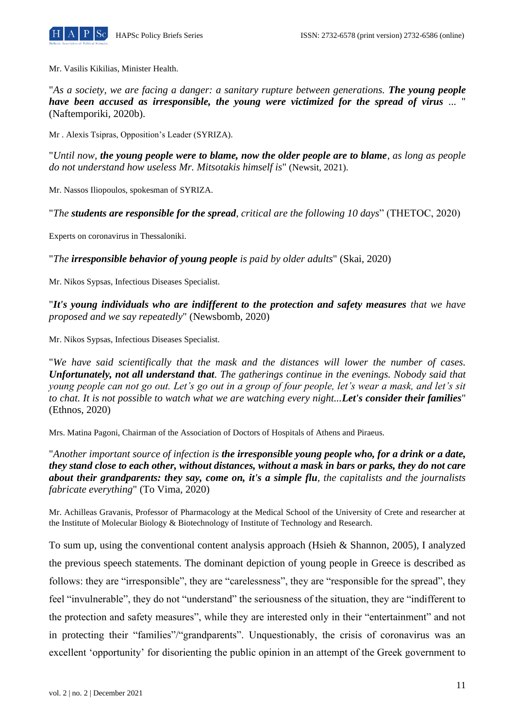Mr. Vasilis Kikilias, Minister Health.

"*As a society, we are facing a danger: a sanitary rupture between generations.* ***The young people have been accused as irresponsible, the young were victimized for the spread of virus*** *...* " (Naftemporiki, 2020b).

Mr . Alexis Tsipras, Opposition's Leader (SYRIZA).

"*Until now,* ***the young people were to blame, now the older people are to blame****, as long as people do not understand how useless Mr. Mitsotakis himself is*" (Newsit, 2021).

Mr. Nassos Iliopoulos, spokesman of SYRIZA.

"*The* ***students are responsible for the spread****, critical are the following 10 days*" (THETOC, 2020)

Experts on coronavirus in Thessaloniki.

"*The* ***irresponsible behavior of young people*** *is paid by older adults*" (Skai, 2020)

Mr. Nikos Sypsas, Infectious Diseases Specialist.

"***It's young individuals who are indifferent to the protection and safety measures*** *that we have proposed and we say repeatedly*" (Newsbomb, 2020)

Mr. Nikos Sypsas, Infectious Diseases Specialist.

"*We have said scientifically that the mask and the distances will lower the number of cases.* ***Unfortunately, not all understand that****. The gatherings continue in the evenings. Nobody said that young people can not go out. Let's go out in a group of four people, let's wear a mask, and let's sit to chat. It is not possible to watch what we are watching every night...****Let's consider their families***" (Ethnos, 2020)

Mrs. Matina Pagoni, Chairman of the Association of Doctors of Hospitals of Athens and Piraeus.

"*Another important source of infection is* ***the irresponsible young people who, for a drink or a date, they stand close to each other, without distances, without a mask in bars or parks, they do not care about their grandparents: they say, come on, it's a simple flu****, the capitalists and the journalists fabricate everything*" (To Vima, 2020)

Mr. Achilleas Gravanis, Professor of Pharmacology at the Medical School of the University of Crete and researcher at the Institute of Molecular Biology & Biotechnology of Institute of Technology and Research.

To sum up, using the conventional content analysis approach (Hsieh & Shannon, 2005), I analyzed the previous speech statements. The dominant depiction of young people in Greece is described as follows: they are "irresponsible", they are "carelessness", they are "responsible for the spread", they feel "invulnerable", they do not "understand" the seriousness of the situation, they are "indifferent to the protection and safety measures", while they are interested only in their "entertainment" and not in protecting their "families"/"grandparents". Unquestionably, the crisis of coronavirus was an excellent 'opportunity' for disorienting the public opinion in an attempt of the Greek government to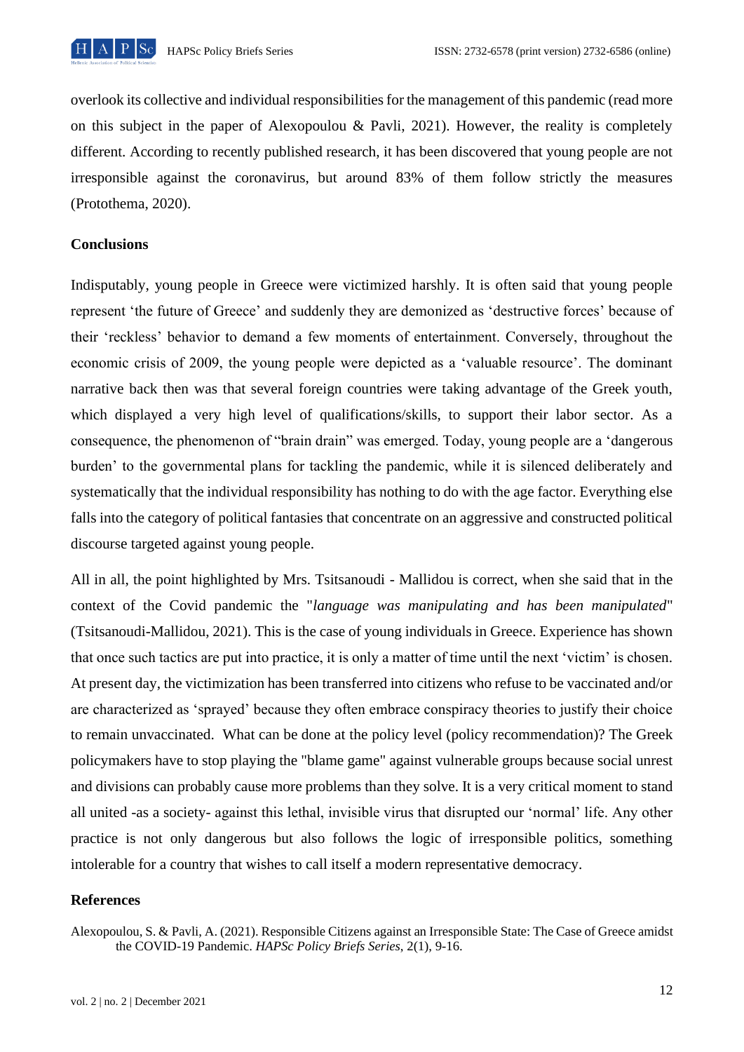overlook its collective and individual responsibilities for the management of this pandemic (read more on this subject in the paper of Alexopoulou & Pavli, 2021). However, the reality is completely different. According to recently published research, it has been discovered that young people are not irresponsible against the coronavirus, but around 83% of them follow strictly the measures (Protothema, 2020).

## Conclusions

Indisputably, young people in Greece were victimized harshly. It is often said that young people represent 'the future of Greece' and suddenly they are demonized as 'destructive forces' because of their 'reckless' behavior to demand a few moments of entertainment. Conversely, throughout the economic crisis of 2009, the young people were depicted as a 'valuable resource'. The dominant narrative back then was that several foreign countries were taking advantage of the Greek youth, which displayed a very high level of qualifications/skills, to support their labor sector. As a consequence, the phenomenon of "brain drain" was emerged. Today, young people are a 'dangerous burden' to the governmental plans for tackling the pandemic, while it is silenced deliberately and systematically that the individual responsibility has nothing to do with the age factor. Everything else falls into the category of political fantasies that concentrate on an aggressive and constructed political discourse targeted against young people.

All in all, the point highlighted by Mrs. Tsitsanoudi - Mallidou is correct, when she said that in the context of the Covid pandemic the "*language was manipulating and has been manipulated*" (Tsitsanoudi-Mallidou, 2021). This is the case of young individuals in Greece. Experience has shown that once such tactics are put into practice, it is only a matter of time until the next 'victim' is chosen. At present day, the victimization has been transferred into citizens who refuse to be vaccinated and/or are characterized as 'sprayed' because they often embrace conspiracy theories to justify their choice to remain unvaccinated. What can be done at the policy level (policy recommendation)? The Greek policymakers have to stop playing the "blame game" against vulnerable groups because social unrest and divisions can probably cause more problems than they solve. It is a very critical moment to stand all united -as a society- against this lethal, invisible virus that disrupted our 'normal' life. Any other practice is not only dangerous but also follows the logic of irresponsible politics, something intolerable for a country that wishes to call itself a modern representative democracy.

## References

Alexopoulou, S. & Pavli, A. (2021). Responsible Citizens against an Irresponsible State: The Case of Greece amidst the COVID-19 Pandemic. *HAPSc Policy Briefs Series*, 2(1), 9-16.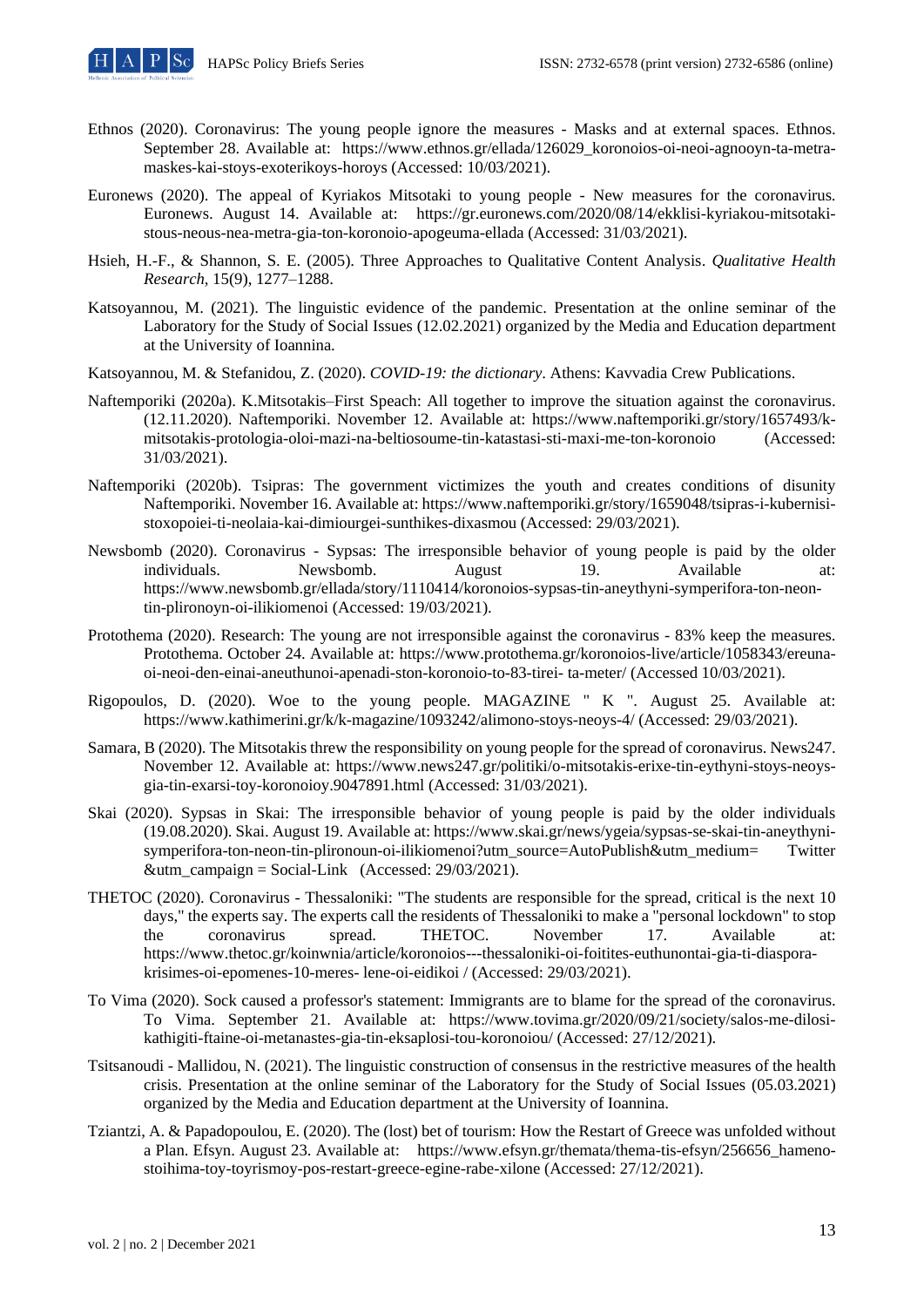Ethnos (2020). Coronavirus: The young people ignore the measures - Masks and at external spaces. Ethnos. September 28. Available at: https://www.ethnos.gr/ellada/126029_koronoios-oi-neoi-agnooyn-ta-metra-maskes-kai-stoys-exoterikoys-horoys (Accessed: 10/03/2021).

Euronews (2020). The appeal of Kyriakos Mitsotaki to young people - New measures for the coronavirus. Euronews. August 14. Available at: https://gr.euronews.com/2020/08/14/ekklisi-kyriakou-mitsotaki-stous-neous-nea-metra-gia-ton-koronoio-apogeuma-ellada (Accessed: 31/03/2021).

Hsieh, H.-F., & Shannon, S. E. (2005). Three Approaches to Qualitative Content Analysis. *Qualitative Health Research*, 15(9), 1277–1288.

Katsoyannou, M. (2021). The linguistic evidence of the pandemic. Presentation at the online seminar of the Laboratory for the Study of Social Issues (12.02.2021) organized by the Media and Education department at the University of Ioannina.

Katsoyannou, M. & Stefanidou, Z. (2020). *COVID-19: the dictionary*. Athens: Kavvadia Crew Publications.

Naftemporiki (2020a). K.Mitsotakis–First Speach: All together to improve the situation against the coronavirus. (12.11.2020). Naftemporiki. November 12. Available at: https://www.naftemporiki.gr/story/1657493/k-mitsotakis-protologia-oloi-mazi-na-beltiosoume-tin-katastasi-sti-maxi-me-ton-koronoio (Accessed: 31/03/2021).

Naftemporiki (2020b). Tsipras: The government victimizes the youth and creates conditions of disunity Naftemporiki. November 16. Available at: https://www.naftemporiki.gr/story/1659048/tsipras-i-kubernisi-stoxopoiei-ti-neolaia-kai-dimiourgei-sunthikes-dixasmou (Accessed: 29/03/2021).

Newsbomb (2020). Coronavirus - Sypsas: The irresponsible behavior of young people is paid by the older individuals. Newsbomb. August 19. Available at: https://www.newsbomb.gr/ellada/story/1110414/koronoios-sypsas-tin-aneythyni-symperifora-ton-neon-tin-plironoyn-oi-ilikiomenoi (Accessed: 19/03/2021).

Protothema (2020). Research: The young are not irresponsible against the coronavirus - 83% keep the measures. Protothema. October 24. Available at: https://www.protothema.gr/koronoios-live/article/1058343/ereuna-oi-neoi-den-einai-aneuthunoi-apenadi-ston-koronoio-to-83-tirei- ta-meter/ (Accessed 10/03/2021).

Rigopoulos, D. (2020). Woe to the young people. MAGAZINE " K ". August 25. Available at: https://www.kathimerini.gr/k/k-magazine/1093242/alimono-stoys-neoys-4/ (Accessed: 29/03/2021).

Samara, B (2020). The Mitsotakis threw the responsibility on young people for the spread of coronavirus. News247. November 12. Available at: https://www.news247.gr/politiki/o-mitsotakis-erixe-tin-eythyni-stoys-neoys-gia-tin-exarsi-toy-koronoioy.9047891.html (Accessed: 31/03/2021).

Skai (2020). Sypsas in Skai: The irresponsible behavior of young people is paid by the older individuals (19.08.2020). Skai. August 19. Available at: https://www.skai.gr/news/ygeia/sypsas-se-skai-tin-aneythyni-symperifora-ton-neon-tin-plironoun-oi-ilikiomenoi?utm_source=AutoPublish&utm_medium= Twitter &utm_campaign = Social-Link (Accessed: 29/03/2021).

THETOC (2020). Coronavirus - Thessaloniki: "The students are responsible for the spread, critical is the next 10 days," the experts say. The experts call the residents of Thessaloniki to make a "personal lockdown" to stop the coronavirus spread. THETOC. November 17. Available at: https://www.thetoc.gr/koinwnia/article/koronoios---thessaloniki-oi-foitites-euthunontai-gia-ti-diaspora-krisimes-oi-epomenes-10-meres- lene-oi-eidikoi / (Accessed: 29/03/2021).

To Vima (2020). Sock caused a professor's statement: Immigrants are to blame for the spread of the coronavirus. To Vima. September 21. Available at: https://www.tovima.gr/2020/09/21/society/salos-me-dilosi-kathigiti-ftaine-oi-metanastes-gia-tin-eksaplosi-tou-koronoiou/ (Accessed: 27/12/2021).

Tsitsanoudi - Mallidou, N. (2021). The linguistic construction of consensus in the restrictive measures of the health crisis. Presentation at the online seminar of the Laboratory for the Study of Social Issues (05.03.2021) organized by the Media and Education department at the University of Ioannina.

Tziantzi, A. & Papadopoulou, E. (2020). The (lost) bet of tourism: How the Restart of Greece was unfolded without a Plan. Efsyn. August 23. Available at: https://www.efsyn.gr/themata/thema-tis-efsyn/256656_hameno-stoihima-toy-toyrismoy-pos-restart-greece-egine-rabe-xilone (Accessed: 27/12/2021).